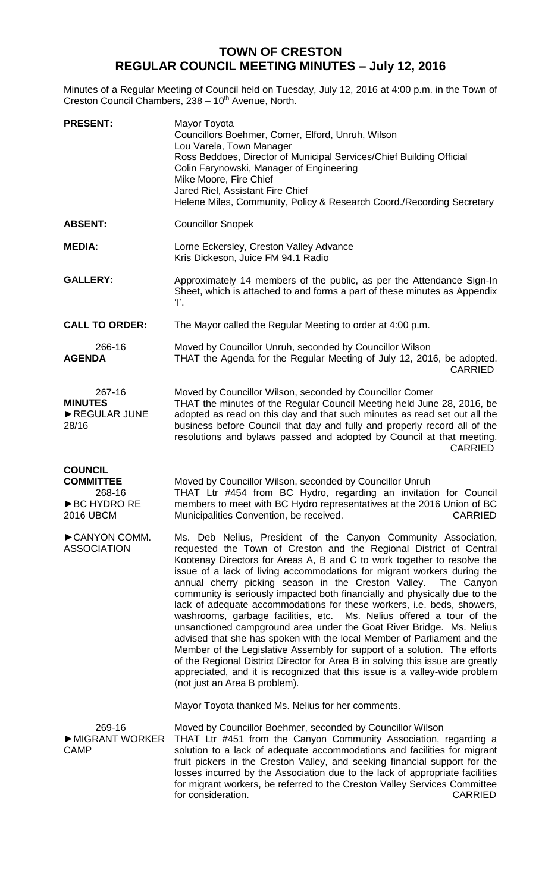# TOWN OF CRESTON
## REGULAR COUNCIL MEETING MINUTES – July 12, 2016

Minutes of a Regular Meeting of Council held on Tuesday, July 12, 2016 at 4:00 p.m. in the Town of Creston Council Chambers, 238 – 10th Avenue, North.

**PRESENT:** Mayor Toyota
Councillors Boehmer, Comer, Elford, Unruh, Wilson
Lou Varela, Town Manager
Ross Beddoes, Director of Municipal Services/Chief Building Official
Colin Farynowski, Manager of Engineering
Mike Moore, Fire Chief
Jared Riel, Assistant Fire Chief
Helene Miles, Community, Policy & Research Coord./Recording Secretary

**ABSENT:** Councillor Snopek

**MEDIA:** Lorne Eckersley, Creston Valley Advance
Kris Dickeson, Juice FM 94.1 Radio

**GALLERY:** Approximately 14 members of the public, as per the Attendance Sign-In Sheet, which is attached to and forms a part of these minutes as Appendix 'I'.

**CALL TO ORDER:** The Mayor called the Regular Meeting to order at 4:00 p.m.

266-16
**AGENDA**

Moved by Councillor Unruh, seconded by Councillor Wilson
THAT the Agenda for the Regular Meeting of July 12, 2016, be adopted.
CARRIED

267-16
**MINUTES**
►REGULAR JUNE 28/16

Moved by Councillor Wilson, seconded by Councillor Comer
THAT the minutes of the Regular Council Meeting held June 28, 2016, be adopted as read on this day and that such minutes as read set out all the business before Council that day and fully and properly record all of the resolutions and bylaws passed and adopted by Council at that meeting.
CARRIED

**COUNCIL COMMITTEE**
268-16
►BC HYDRO RE 2016 UBCM

Moved by Councillor Wilson, seconded by Councillor Unruh
THAT Ltr #454 from BC Hydro, regarding an invitation for Council members to meet with BC Hydro representatives at the 2016 Union of BC Municipalities Convention, be received.
CARRIED

►CANYON COMM. ASSOCIATION

Ms. Deb Nelius, President of the Canyon Community Association, requested the Town of Creston and the Regional District of Central Kootenay Directors for Areas A, B and C to work together to resolve the issue of a lack of living accommodations for migrant workers during the annual cherry picking season in the Creston Valley. The Canyon community is seriously impacted both financially and physically due to the lack of adequate accommodations for these workers, i.e. beds, showers, washrooms, garbage facilities, etc. Ms. Nelius offered a tour of the unsanctioned campground area under the Goat River Bridge. Ms. Nelius advised that she has spoken with the local Member of Parliament and the Member of the Legislative Assembly for support of a solution. The efforts of the Regional District Director for Area B in solving this issue are greatly appreciated, and it is recognized that this issue is a valley-wide problem (not just an Area B problem).

Mayor Toyota thanked Ms. Nelius for her comments.

269-16
►MIGRANT WORKER CAMP

Moved by Councillor Boehmer, seconded by Councillor Wilson
THAT Ltr #451 from the Canyon Community Association, regarding a solution to a lack of adequate accommodations and facilities for migrant fruit pickers in the Creston Valley, and seeking financial support for the losses incurred by the Association due to the lack of appropriate facilities for migrant workers, be referred to the Creston Valley Services Committee for consideration.
CARRIED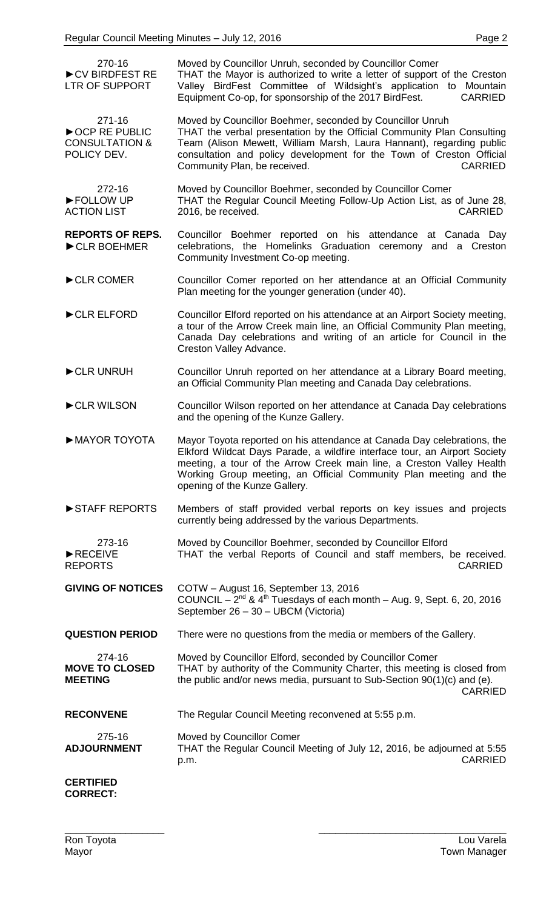**270-16**
**►CV BIRDFEST RE LTR OF SUPPORT**

Moved by Councillor Unruh, seconded by Councillor Comer
THAT the Mayor is authorized to write a letter of support of the Creston Valley BirdFest Committee of Wildsight's application to Mountain Equipment Co-op, for sponsorship of the 2017 BirdFest. CARRIED

**271-16**
**►OCP RE PUBLIC CONSULTATION & POLICY DEV.**

Moved by Councillor Boehmer, seconded by Councillor Unruh
THAT the verbal presentation by the Official Community Plan Consulting Team (Alison Mewett, William Marsh, Laura Hannant), regarding public consultation and policy development for the Town of Creston Official Community Plan, be received. CARRIED

**272-16**
**►FOLLOW UP ACTION LIST**

Moved by Councillor Boehmer, seconded by Councillor Comer
THAT the Regular Council Meeting Follow-Up Action List, as of June 28, 2016, be received. CARRIED

**REPORTS OF REPS.**
**►CLR BOEHMER**

Councillor Boehmer reported on his attendance at Canada Day celebrations, the Homelinks Graduation ceremony and a Creston Community Investment Co-op meeting.

**►CLR COMER**

Councillor Comer reported on her attendance at an Official Community Plan meeting for the younger generation (under 40).

**►CLR ELFORD**

Councillor Elford reported on his attendance at an Airport Society meeting, a tour of the Arrow Creek main line, an Official Community Plan meeting, Canada Day celebrations and writing of an article for Council in the Creston Valley Advance.

**►CLR UNRUH**

Councillor Unruh reported on her attendance at a Library Board meeting, an Official Community Plan meeting and Canada Day celebrations.

**►CLR WILSON**

Councillor Wilson reported on her attendance at Canada Day celebrations and the opening of the Kunze Gallery.

**►MAYOR TOYOTA**

Mayor Toyota reported on his attendance at Canada Day celebrations, the Elkford Wildcat Days Parade, a wildfire interface tour, an Airport Society meeting, a tour of the Arrow Creek main line, a Creston Valley Health Working Group meeting, an Official Community Plan meeting and the opening of the Kunze Gallery.

**►STAFF REPORTS**

Members of staff provided verbal reports on key issues and projects currently being addressed by the various Departments.

**273-16**
**►RECEIVE REPORTS**

Moved by Councillor Boehmer, seconded by Councillor Elford
THAT the verbal Reports of Council and staff members, be received. CARRIED

**GIVING OF NOTICES**

COTW – August 16, September 13, 2016
COUNCIL – 2nd & 4th Tuesdays of each month – Aug. 9, Sept. 6, 20, 2016
September 26 – 30 – UBCM (Victoria)

**QUESTION PERIOD**

There were no questions from the media or members of the Gallery.

**274-16**
**MOVE TO CLOSED MEETING**

Moved by Councillor Elford, seconded by Councillor Comer
THAT by authority of the Community Charter, this meeting is closed from the public and/or news media, pursuant to Sub-Section 90(1)(c) and (e). CARRIED

**RECONVENE**

The Regular Council Meeting reconvened at 5:55 p.m.

**275-16**
**ADJOURNMENT**

Moved by Councillor Comer
THAT the Regular Council Meeting of July 12, 2016, be adjourned at 5:55 p.m. CARRIED

**CERTIFIED CORRECT:**

\_\_\_\_\_\_\_\_\_\_\_\_\_\_\_\_\_\_
Ron Toyota
Mayor

\_\_\_\_\_\_\_\_\_\_\_\_\_\_\_\_\_\_
Lou Varela
Town Manager